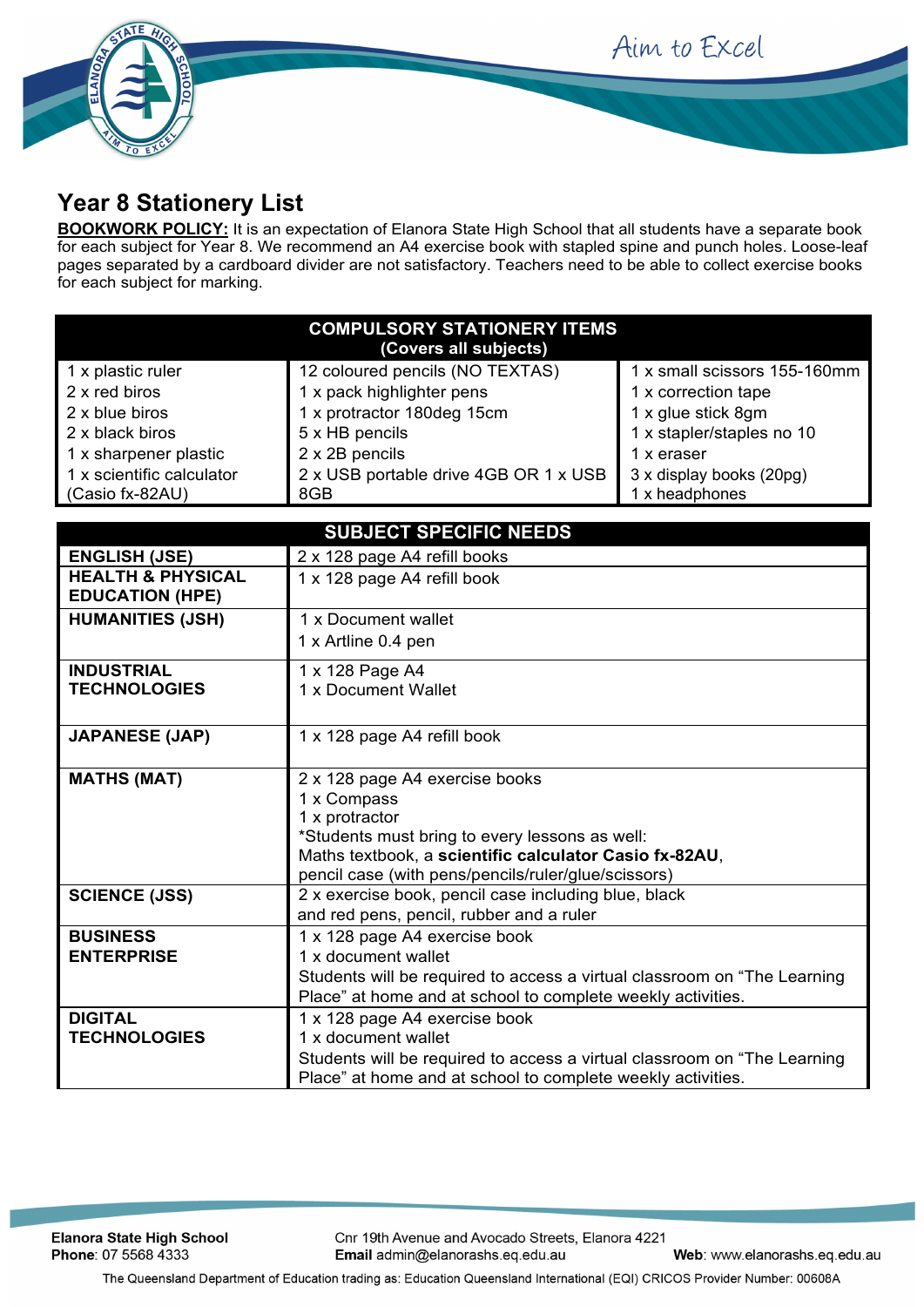# Year 8 Stationery List

**BOOKWORK POLICY:** It is an expectation of Elanora State High School that all students have a separate book for each subject for Year 8. We recommend an A4 exercise book with stapled spine and punch holes. Loose-leaf pages separated by a cardboard divider are not satisfactory. Teachers need to be able to collect exercise books for each subject for marking.

| COMPULSORY STATIONERY ITEMS (Covers all subjects) | | |
|---|---|---|
| 1 x plastic ruler | 12 coloured pencils (NO TEXTAS) | 1 x small scissors 155-160mm |
| 2 x red biros | 1 x pack highlighter pens | 1 x correction tape |
| 2 x blue biros | 1 x protractor 180deg 15cm | 1 x glue stick 8gm |
| 2 x black biros | 5 x HB pencils | 1 x stapler/staples no 10 |
| 1 x sharpener plastic | 2 x 2B pencils | 1 x eraser |
| 1 x scientific calculator (Casio fx-82AU) | 2 x USB portable drive 4GB OR 1 x USB 8GB | 3 x display books (20pg) |
| | | 1 x headphones |

| SUBJECT SPECIFIC NEEDS | |
|---|---|
| **ENGLISH (JSE)** | 2 x 128 page A4 refill books |
| **HEALTH & PHYSICAL EDUCATION (HPE)** | 1 x 128 page A4 refill book |
| **HUMANITIES (JSH)** | 1 x Document wallet<br>1 x Artline 0.4 pen |
| **INDUSTRIAL TECHNOLOGIES** | 1 x 128 Page A4<br>1 x Document Wallet |
| **JAPANESE (JAP)** | 1 x 128 page A4 refill book |
| **MATHS (MAT)** | 2 x 128 page A4 exercise books<br>1 x Compass<br>1 x protractor<br>*Students must bring to every lessons as well:<br>Maths textbook, a **scientific calculator Casio fx-82AU**,<br>pencil case (with pens/pencils/ruler/glue/scissors) |
| **SCIENCE (JSS)** | 2 x exercise book, pencil case including blue, black and red pens, pencil, rubber and a ruler |
| **BUSINESS ENTERPRISE** | 1 x 128 page A4 exercise book<br>1 x document wallet<br>Students will be required to access a virtual classroom on "The Learning Place" at home and at school to complete weekly activities. |
| **DIGITAL TECHNOLOGIES** | 1 x 128 page A4 exercise book<br>1 x document wallet<br>Students will be required to access a virtual classroom on "The Learning Place" at home and at school to complete weekly activities. |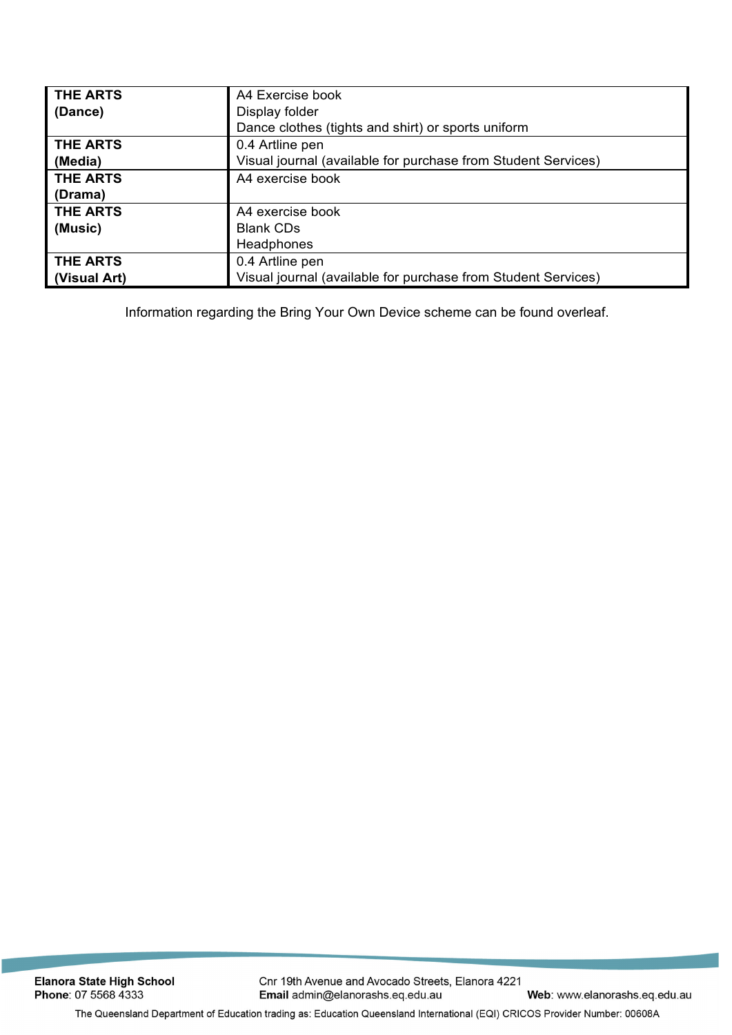| | |
|---|---|
| **THE ARTS (Dance)** | A4 Exercise book<br>Display folder<br>Dance clothes (tights and shirt) or sports uniform |
| **THE ARTS (Media)** | 0.4 Artline pen<br>Visual journal (available for purchase from Student Services) |
| **THE ARTS (Drama)** | A4 exercise book |
| **THE ARTS (Music)** | A4 exercise book<br>Blank CDs<br>Headphones |
| **THE ARTS (Visual Art)** | 0.4 Artline pen<br>Visual journal (available for purchase from Student Services) |

Information regarding the Bring Your Own Device scheme can be found overleaf.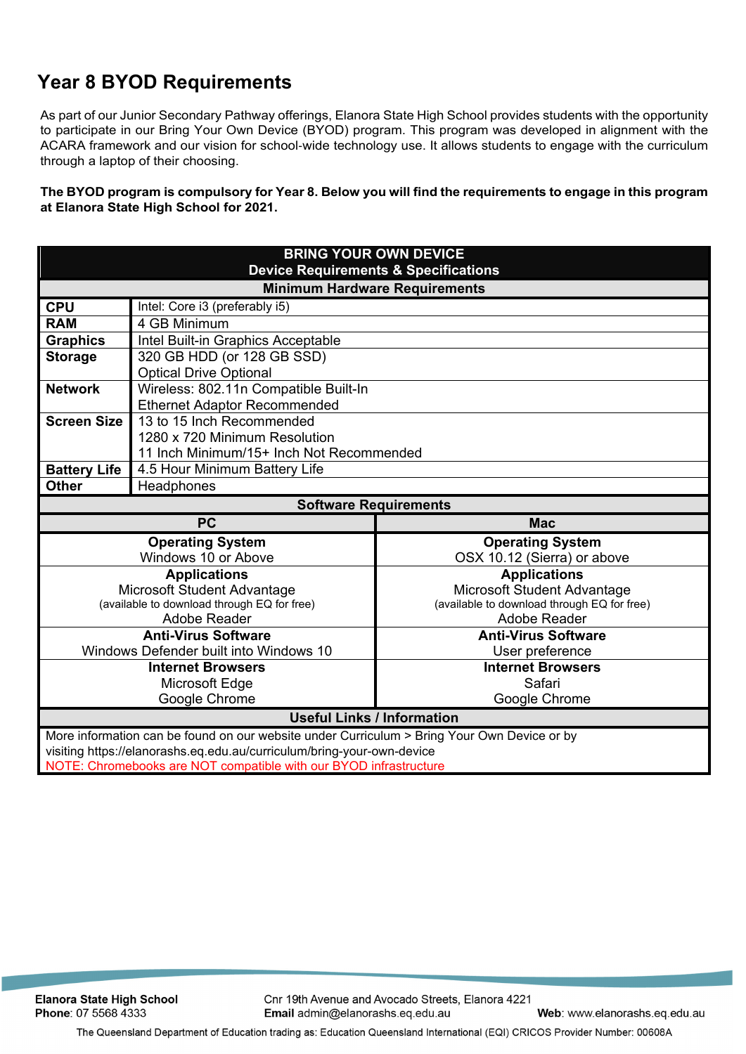## Year 8 BYOD Requirements

As part of our Junior Secondary Pathway offerings, Elanora State High School provides students with the opportunity to participate in our Bring Your Own Device (BYOD) program. This program was developed in alignment with the ACARA framework and our vision for school-wide technology use. It allows students to engage with the curriculum through a laptop of their choosing.

**The BYOD program is compulsory for Year 8. Below you will find the requirements to engage in this program at Elanora State High School for 2021.**

| **BRING YOUR OWN DEVICE<br>Device Requirements & Specifications** | |
|---|---|
| **Minimum Hardware Requirements** | |
| **CPU** | Intel: Core i3 (preferably i5) |
| **RAM** | 4 GB Minimum |
| **Graphics** | Intel Built-in Graphics Acceptable |
| **Storage** | 320 GB HDD (or 128 GB SSD)<br>Optical Drive Optional |
| **Network** | Wireless: 802.11n Compatible Built-In<br>Ethernet Adaptor Recommended |
| **Screen Size** | 13 to 15 Inch Recommended<br>1280 x 720 Minimum Resolution<br>11 Inch Minimum/15+ Inch Not Recommended |
| **Battery Life** | 4.5 Hour Minimum Battery Life |
| **Other** | Headphones |

| **Software Requirements** | |
|---|---|
| **PC** | **Mac** |
| **Operating System**<br>Windows 10 or Above | **Operating System**<br>OSX 10.12 (Sierra) or above |
| **Applications**<br>Microsoft Student Advantage<br>(available to download through EQ for free)<br>Adobe Reader | **Applications**<br>Microsoft Student Advantage<br>(available to download through EQ for free)<br>Adobe Reader |
| **Anti-Virus Software**<br>Windows Defender built into Windows 10 | **Anti-Virus Software**<br>User preference |
| **Internet Browsers**<br>Microsoft Edge<br>Google Chrome | **Internet Browsers**<br>Safari<br>Google Chrome |

**Useful Links / Information**

More information can be found on our website under Curriculum > Bring Your Own Device or by visiting https://elanorashs.eq.edu.au/curriculum/bring-your-own-device

NOTE: Chromebooks are NOT compatible with our BYOD infrastructure